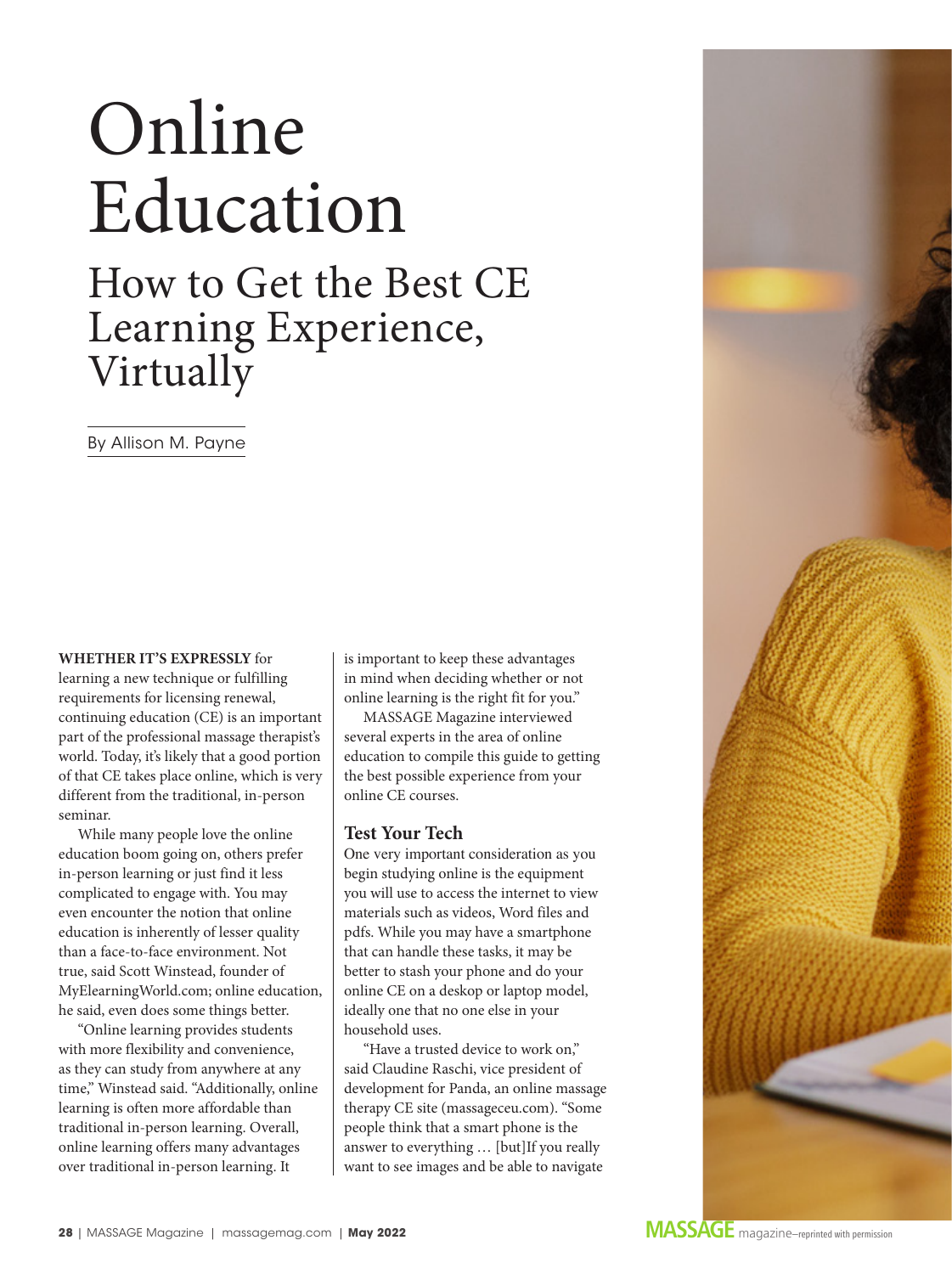# Online Education

## How to Get the Best CE Learning Experience, Virtually

By Allison M. Payne

**WHETHER IT'S EXPRESSLY** for learning a new technique or fulfilling requirements for licensing renewal, continuing education (CE) is an important part of the professional massage therapist's world. Today, it's likely that a good portion of that CE takes place online, which is very different from the traditional, in-person seminar.

While many people love the online education boom going on, others prefer in-person learning or just find it less complicated to engage with. You may even encounter the notion that online education is inherently of lesser quality than a face-to-face environment. Not true, said Scott Winstead, founder of MyElearningWorld.com; online education, he said, even does some things better.

"Online learning provides students with more flexibility and convenience, as they can study from anywhere at any time," Winstead said. "Additionally, online learning is often more affordable than traditional in-person learning. Overall, online learning offers many advantages over traditional in-person learning. It is important to keep these advantages in mind when deciding whether or not online learning is the right fit for you."

MASSAGE Magazine interviewed several experts in the area of online education to compile this guide to getting the best possible experience from your online CE courses.

### Test Your Tech

One very important consideration as you begin studying online is the equipment you will use to access the internet to view materials such as videos, Word files and pdfs. While you may have a smartphone that can handle these tasks, it may be better to stash your phone and do your online CE on a deskop or laptop model, ideally one that no one else in your household uses.

"Have a trusted device to work on," said Claudine Raschi, vice president of development for Panda, an online massage therapy CE site (massageceu.com). "Some people think that a smart phone is the answer to everything … [but]If you really want to see images and be able to navigate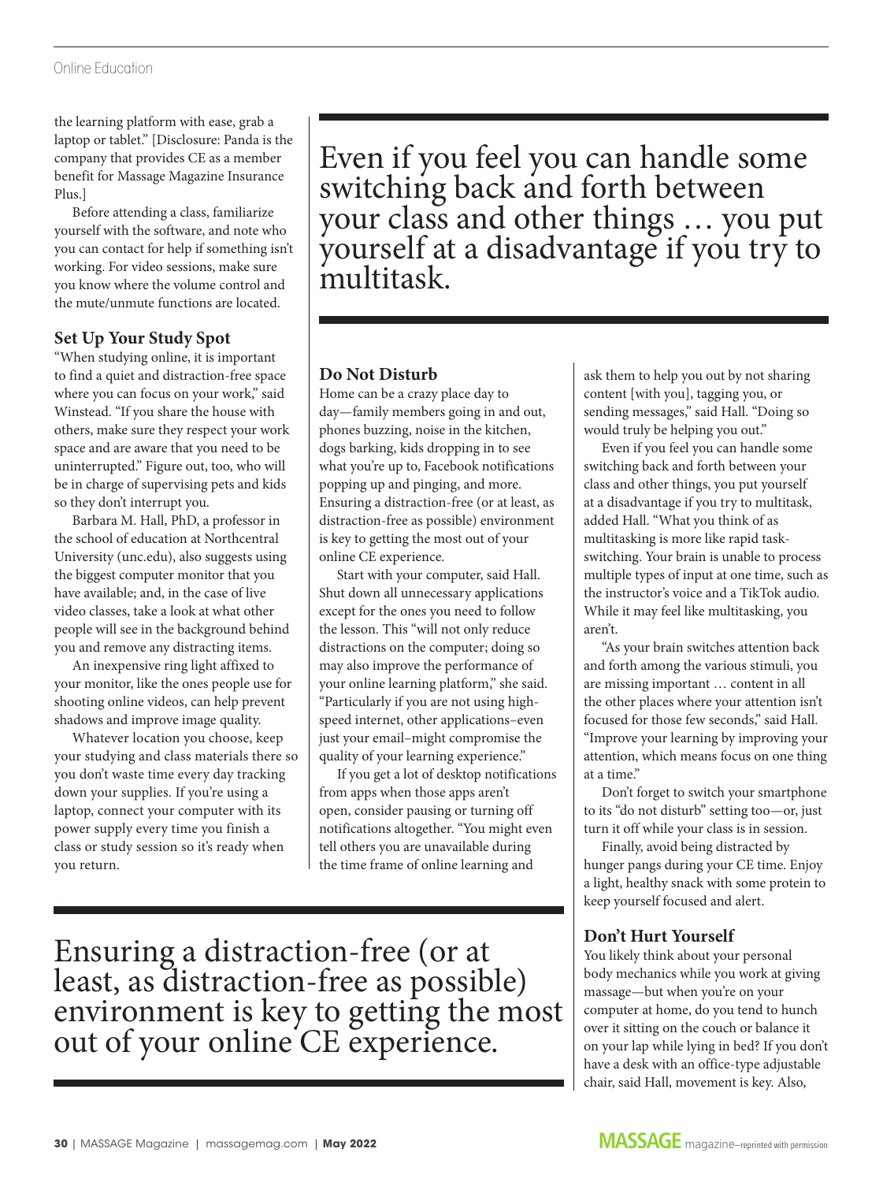the learning platform with ease, grab a laptop or tablet." [Disclosure: Panda is the company that provides CE as a member benefit for Massage Magazine Insurance Plus.]

Before attending a class, familiarize yourself with the software, and note who you can contact for help if something isn't working. For video sessions, make sure you know where the volume control and the mute/unmute functions are located.

### Set Up Your Study Spot

"When studying online, it is important to find a quiet and distraction-free space where you can focus on your work," said Winstead. "If you share the house with others, make sure they respect your work space and are aware that you need to be uninterrupted." Figure out, too, who will be in charge of supervising pets and kids so they don't interrupt you.

Barbara M. Hall, PhD, a professor in the school of education at Northcentral University (unc.edu), also suggests using the biggest computer monitor that you have available; and, in the case of live video classes, take a look at what other people will see in the background behind you and remove any distracting items.

An inexpensive ring light affixed to your monitor, like the ones people use for shooting online videos, can help prevent shadows and improve image quality.

Whatever location you choose, keep your studying and class materials there so you don't waste time every day tracking down your supplies. If you're using a laptop, connect your computer with its power supply every time you finish a class or study session so it's ready when you return.

> Even if you feel you can handle some switching back and forth between your class and other things … you put yourself at a disadvantage if you try to multitask.

### Do Not Disturb

Home can be a crazy place day to day—family members going in and out, phones buzzing, noise in the kitchen, dogs barking, kids dropping in to see what you're up to, Facebook notifications popping up and pinging, and more. Ensuring a distraction-free (or at least, as distraction-free as possible) environment is key to getting the most out of your online CE experience.

Start with your computer, said Hall. Shut down all unnecessary applications except for the ones you need to follow the lesson. This "will not only reduce distractions on the computer; doing so may also improve the performance of your online learning platform," she said. "Particularly if you are not using high-speed internet, other applications–even just your email–might compromise the quality of your learning experience."

If you get a lot of desktop notifications from apps when those apps aren't open, consider pausing or turning off notifications altogether. "You might even tell others you are unavailable during the time frame of online learning and ask them to help you out by not sharing content [with you], tagging you, or sending messages," said Hall. "Doing so would truly be helping you out."

Even if you feel you can handle some switching back and forth between your class and other things, you put yourself at a disadvantage if you try to multitask, added Hall. "What you think of as multitasking is more like rapid task-switching. Your brain is unable to process multiple types of input at one time, such as the instructor's voice and a TikTok audio. While it may feel like multitasking, you aren't.

"As your brain switches attention back and forth among the various stimuli, you are missing important … content in all the other places where your attention isn't focused for those few seconds," said Hall. "Improve your learning by improving your attention, which means focus on one thing at a time."

Don't forget to switch your smartphone to its "do not disturb" setting too—or, just turn it off while your class is in session.

Finally, avoid being distracted by hunger pangs during your CE time. Enjoy a light, healthy snack with some protein to keep yourself focused and alert.

> Ensuring a distraction-free (or at least, as distraction-free as possible) environment is key to getting the most out of your online CE experience.

### Don't Hurt Yourself

You likely think about your personal body mechanics while you work at giving massage—but when you're on your computer at home, do you tend to hunch over it sitting on the couch or balance it on your lap while lying in bed? If you don't have a desk with an office-type adjustable chair, said Hall, movement is key. Also,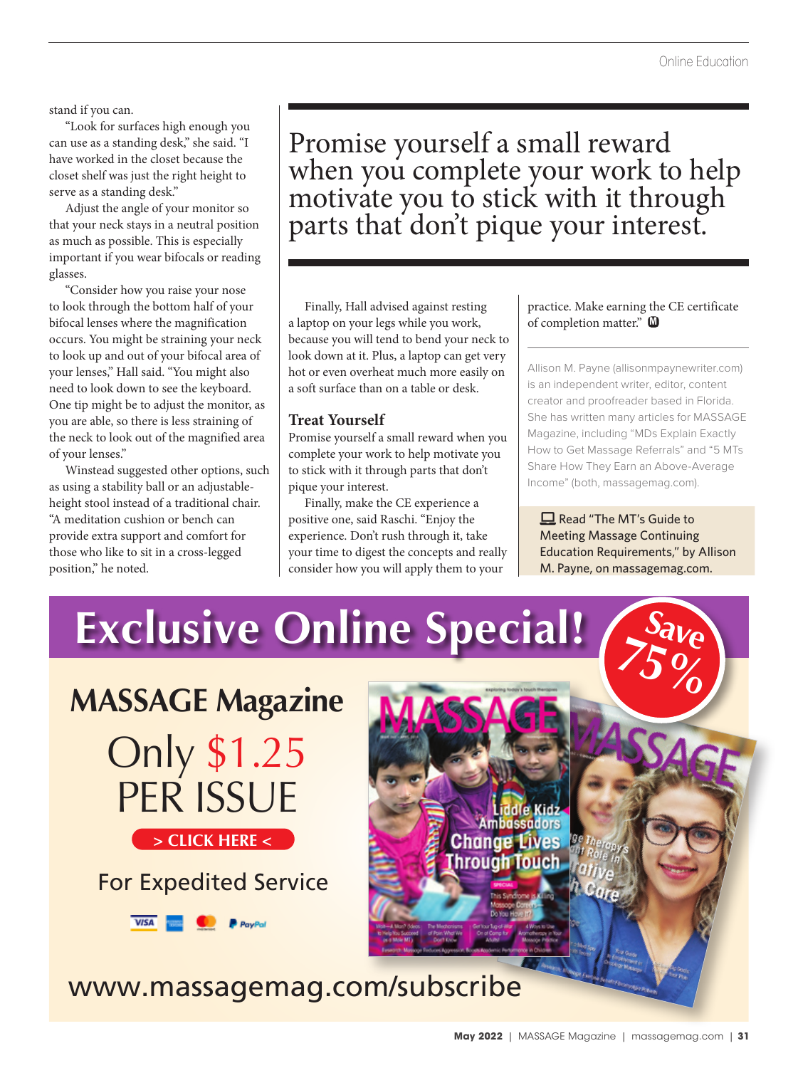stand if you can.

"Look for surfaces high enough you can use as a standing desk," she said. "I have worked in the closet because the closet shelf was just the right height to serve as a standing desk."

Adjust the angle of your monitor so that your neck stays in a neutral position as much as possible. This is especially important if you wear bifocals or reading glasses.

"Consider how you raise your nose to look through the bottom half of your bifocal lenses where the magnification occurs. You might be straining your neck to look up and out of your bifocal area of your lenses," Hall said. "You might also need to look down to see the keyboard. One tip might be to adjust the monitor, as you are able, so there is less straining of the neck to look out of the magnified area of your lenses."

Winstead suggested other options, such as using a stability ball or an adjustable-height stool instead of a traditional chair. "A meditation cushion or bench can provide extra support and comfort for those who like to sit in a cross-legged position," he noted.

> Promise yourself a small reward when you complete your work to help motivate you to stick with it through parts that don't pique your interest.

Finally, Hall advised against resting a laptop on your legs while you work, because you will tend to bend your neck to look down at it. Plus, a laptop can get very hot or even overheat much more easily on a soft surface than on a table or desk.

### Treat Yourself

Promise yourself a small reward when you complete your work to help motivate you to stick with it through parts that don't pique your interest.

Finally, make the CE experience a positive one, said Raschi. "Enjoy the experience. Don't rush through it, take your time to digest the concepts and really consider how you will apply them to your practice. Make earning the CE certificate of completion matter." M

---

Allison M. Payne (allisonmpaynewriter.com) is an independent writer, editor, content creator and proofreader based in Florida. She has written many articles for MASSAGE Magazine, including "MDs Explain Exactly How to Get Massage Referrals" and "5 MTs Share How They Earn an Above-Average Income" (both, massagemag.com).

Read "The MT's Guide to Meeting Massage Continuing Education Requirements," by Allison M. Payne, on massagemag.com.

---

**Exclusive Online Special!**

Save 75%

**MASSAGE Magazine**

Only $1.25 PER ISSUE

> CLICK HERE <

For Expedited Service

www.massagemag.com/subscribe